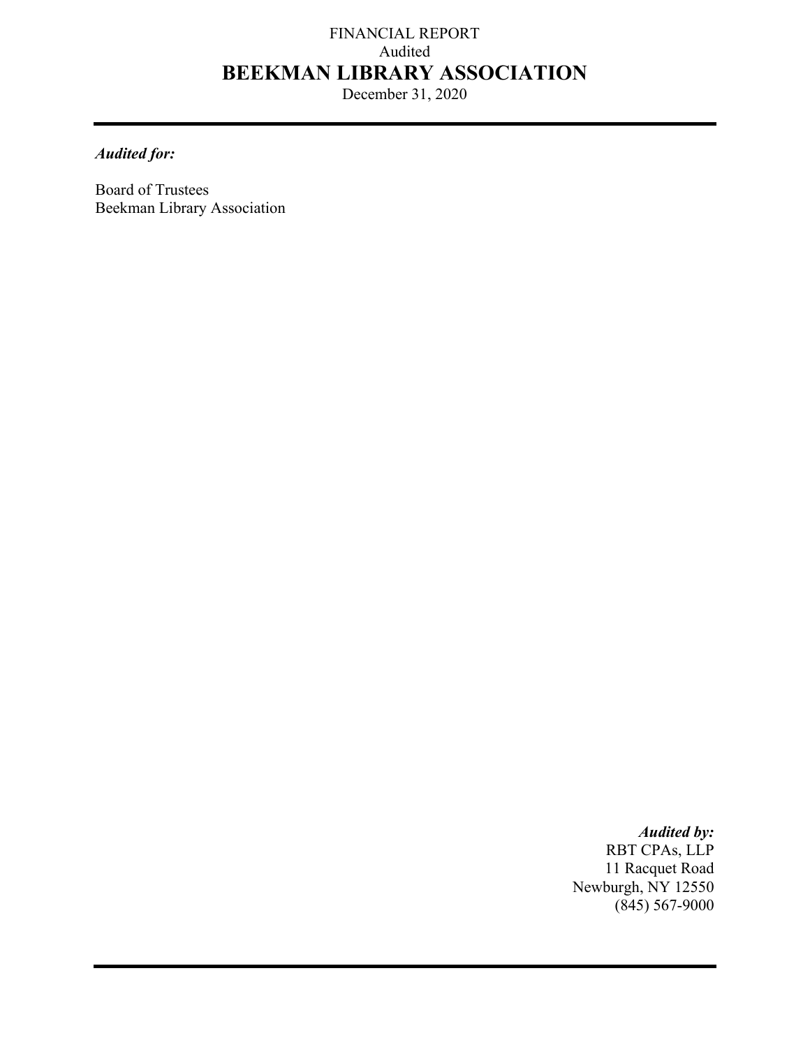FINANCIAL REPORT

Audited

# BEEKMAN LIBRARY ASSOCIATION

December 31, 2020

---

***Audited for:***

Board of Trustees
Beekman Library Association

***Audited by:***

RBT CPAs, LLP
11 Racquet Road
Newburgh, NY 12550
(845) 567-9000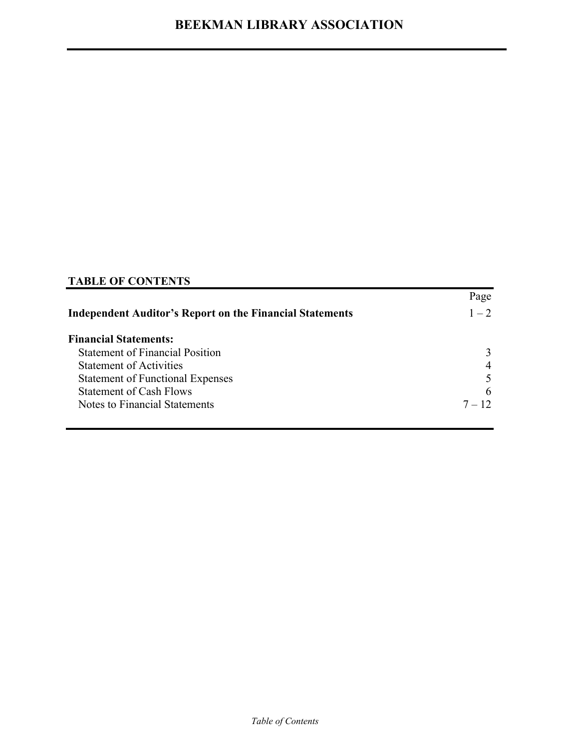# BEEKMAN LIBRARY ASSOCIATION

## TABLE OF CONTENTS

| | Page |
|---|---|
| **Independent Auditor's Report on the Financial Statements** | 1 – 2 |
| **Financial Statements:** | |
| Statement of Financial Position | 3 |
| Statement of Activities | 4 |
| Statement of Functional Expenses | 5 |
| Statement of Cash Flows | 6 |
| Notes to Financial Statements | 7 – 12 |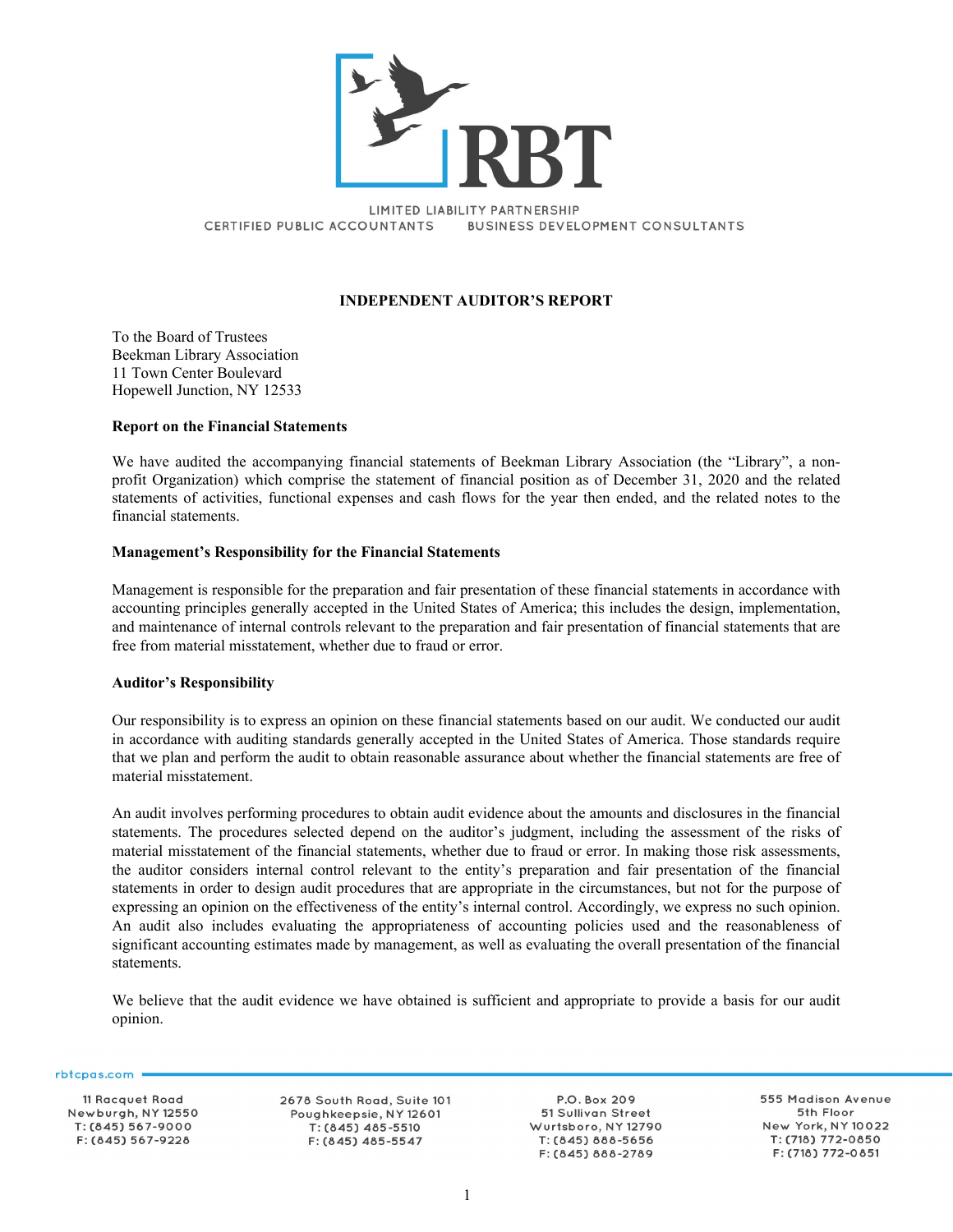RBT

LIMITED LIABILITY PARTNERSHIP
CERTIFIED PUBLIC ACCOUNTANTS BUSINESS DEVELOPMENT CONSULTANTS

## INDEPENDENT AUDITOR'S REPORT

To the Board of Trustees
Beekman Library Association
11 Town Center Boulevard
Hopewell Junction, NY 12533

**Report on the Financial Statements**

We have audited the accompanying financial statements of Beekman Library Association (the "Library", a non-profit Organization) which comprise the statement of financial position as of December 31, 2020 and the related statements of activities, functional expenses and cash flows for the year then ended, and the related notes to the financial statements.

**Management's Responsibility for the Financial Statements**

Management is responsible for the preparation and fair presentation of these financial statements in accordance with accounting principles generally accepted in the United States of America; this includes the design, implementation, and maintenance of internal controls relevant to the preparation and fair presentation of financial statements that are free from material misstatement, whether due to fraud or error.

**Auditor's Responsibility**

Our responsibility is to express an opinion on these financial statements based on our audit. We conducted our audit in accordance with auditing standards generally accepted in the United States of America. Those standards require that we plan and perform the audit to obtain reasonable assurance about whether the financial statements are free of material misstatement.

An audit involves performing procedures to obtain audit evidence about the amounts and disclosures in the financial statements. The procedures selected depend on the auditor's judgment, including the assessment of the risks of material misstatement of the financial statements, whether due to fraud or error. In making those risk assessments, the auditor considers internal control relevant to the entity's preparation and fair presentation of the financial statements in order to design audit procedures that are appropriate in the circumstances, but not for the purpose of expressing an opinion on the effectiveness of the entity's internal control. Accordingly, we express no such opinion. An audit also includes evaluating the appropriateness of accounting policies used and the reasonableness of significant accounting estimates made by management, as well as evaluating the overall presentation of the financial statements.

We believe that the audit evidence we have obtained is sufficient and appropriate to provide a basis for our audit opinion.

rbtcpas.com

11 Racquet Road
Newburgh, NY 12550
T: (845) 567-9000
F: (845) 567-9228

2678 South Road, Suite 101
Poughkeepsie, NY 12601
T: (845) 485-5510
F: (845) 485-5547

P.O. Box 209
51 Sullivan Street
Wurtsboro, NY 12790
T: (845) 888-5656
F: (845) 888-2789

555 Madison Avenue
5th Floor
New York, NY 10022
T: (718) 772-0850
F: (718) 772-0851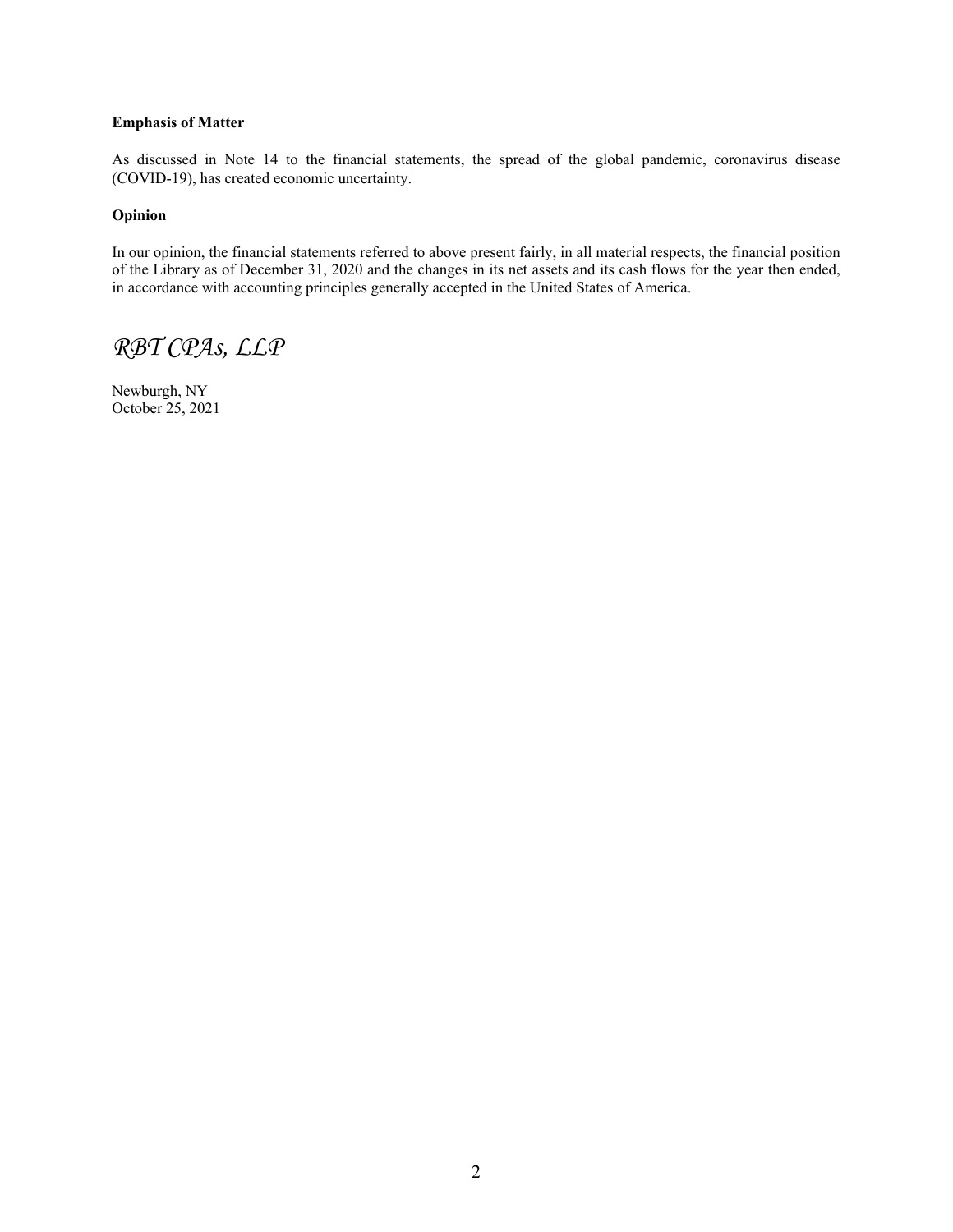**Emphasis of Matter**

As discussed in Note 14 to the financial statements, the spread of the global pandemic, coronavirus disease (COVID-19), has created economic uncertainty.

**Opinion**

In our opinion, the financial statements referred to above present fairly, in all material respects, the financial position of the Library as of December 31, 2020 and the changes in its net assets and its cash flows for the year then ended, in accordance with accounting principles generally accepted in the United States of America.

*RBT CPAs, LLP*

Newburgh, NY
October 25, 2021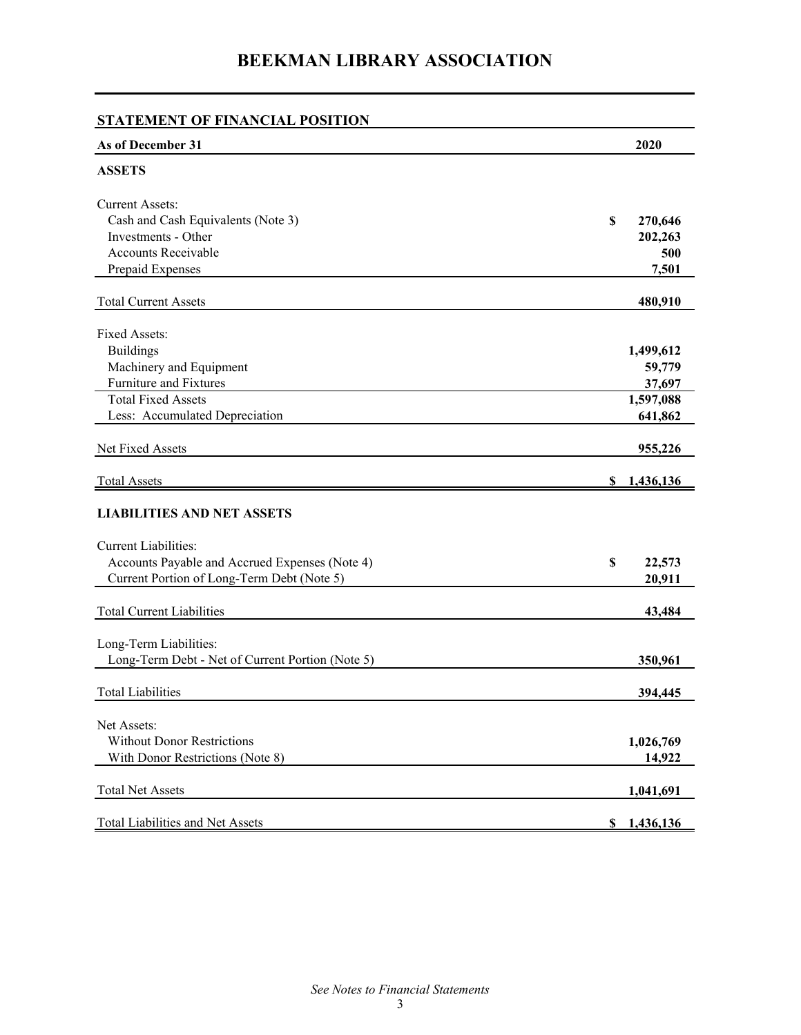# BEEKMAN LIBRARY ASSOCIATION

## STATEMENT OF FINANCIAL POSITION

| As of December 31 | 2020 |
|---|---|
| **ASSETS** | |
| Current Assets: | |
| Cash and Cash Equivalents (Note 3) | $ 270,646 |
| Investments - Other | 202,263 |
| Accounts Receivable | 500 |
| Prepaid Expenses | 7,501 |
| Total Current Assets | 480,910 |
| Fixed Assets: | |
| Buildings | 1,499,612 |
| Machinery and Equipment | 59,779 |
| Furniture and Fixtures | 37,697 |
| Total Fixed Assets | 1,597,088 |
| Less: Accumulated Depreciation | 641,862 |
| Net Fixed Assets | 955,226 |
| Total Assets | $ 1,436,136 |
| **LIABILITIES AND NET ASSETS** | |
| Current Liabilities: | |
| Accounts Payable and Accrued Expenses (Note 4) | $ 22,573 |
| Current Portion of Long-Term Debt (Note 5) | 20,911 |
| Total Current Liabilities | 43,484 |
| Long-Term Liabilities: | |
| Long-Term Debt - Net of Current Portion (Note 5) | 350,961 |
| Total Liabilities | 394,445 |
| Net Assets: | |
| Without Donor Restrictions | 1,026,769 |
| With Donor Restrictions (Note 8) | 14,922 |
| Total Net Assets | 1,041,691 |
| Total Liabilities and Net Assets | $ 1,436,136 |

*See Notes to Financial Statements*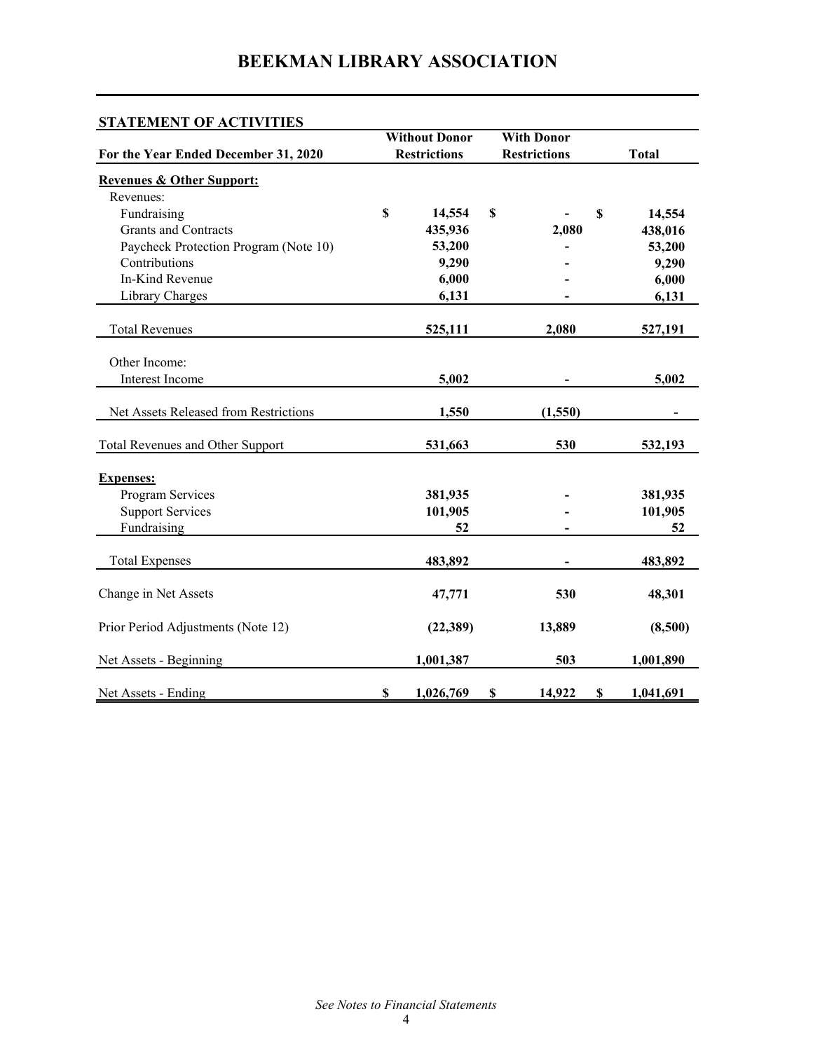# BEEKMAN LIBRARY ASSOCIATION

## STATEMENT OF ACTIVITIES

| For the Year Ended December 31, 2020 | Without Donor Restrictions | With Donor Restrictions | Total |
|---|---|---|---|
| **Revenues & Other Support:** | | | |
| Revenues: | | | |
| Fundraising | $ 14,554 | $ - | $ 14,554 |
| Grants and Contracts | 435,936 | 2,080 | 438,016 |
| Paycheck Protection Program (Note 10) | 53,200 | - | 53,200 |
| Contributions | 9,290 | - | 9,290 |
| In-Kind Revenue | 6,000 | - | 6,000 |
| Library Charges | 6,131 | - | 6,131 |
| Total Revenues | 525,111 | 2,080 | 527,191 |
| Other Income: | | | |
| Interest Income | 5,002 | - | 5,002 |
| Net Assets Released from Restrictions | 1,550 | (1,550) | - |
| Total Revenues and Other Support | 531,663 | 530 | 532,193 |
| **Expenses:** | | | |
| Program Services | 381,935 | - | 381,935 |
| Support Services | 101,905 | - | 101,905 |
| Fundraising | 52 | - | 52 |
| Total Expenses | 483,892 | - | 483,892 |
| Change in Net Assets | 47,771 | 530 | 48,301 |
| Prior Period Adjustments (Note 12) | (22,389) | 13,889 | (8,500) |
| Net Assets - Beginning | 1,001,387 | 503 | 1,001,890 |
| Net Assets - Ending | $ 1,026,769 | $ 14,922 | $ 1,041,691 |

*See Notes to Financial Statements*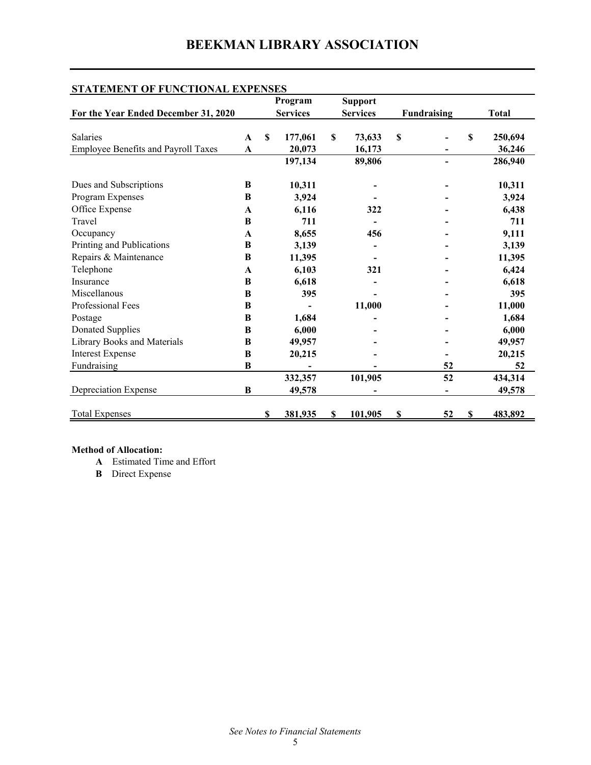# BEEKMAN LIBRARY ASSOCIATION

## STATEMENT OF FUNCTIONAL EXPENSES

| For the Year Ended December 31, 2020 | | Program Services | Support Services | Fundraising | Total |
|---|---|---|---|---|---|
| Salaries | A | $ 177,061 | $ 73,633 | $ - | $ 250,694 |
| Employee Benefits and Payroll Taxes | A | 20,073 | 16,173 | - | 36,246 |
| | | 197,134 | 89,806 | - | 286,940 |
| Dues and Subscriptions | B | 10,311 | - | - | 10,311 |
| Program Expenses | B | 3,924 | - | - | 3,924 |
| Office Expense | A | 6,116 | 322 | - | 6,438 |
| Travel | B | 711 | - | - | 711 |
| Occupancy | A | 8,655 | 456 | - | 9,111 |
| Printing and Publications | B | 3,139 | - | - | 3,139 |
| Repairs & Maintenance | B | 11,395 | - | - | 11,395 |
| Telephone | A | 6,103 | 321 | - | 6,424 |
| Insurance | B | 6,618 | - | - | 6,618 |
| Miscellanous | B | 395 | - | - | 395 |
| Professional Fees | B | - | 11,000 | - | 11,000 |
| Postage | B | 1,684 | - | - | 1,684 |
| Donated Supplies | B | 6,000 | - | - | 6,000 |
| Library Books and Materials | B | 49,957 | - | - | 49,957 |
| Interest Expense | B | 20,215 | - | - | 20,215 |
| Fundraising | B | - | - | 52 | 52 |
| | | 332,357 | 101,905 | 52 | 434,314 |
| Depreciation Expense | B | 49,578 | - | - | 49,578 |
| Total Expenses | | $ 381,935 | $ 101,905 | $ 52 | $ 483,892 |

**Method of Allocation:**

- **A** Estimated Time and Effort
- **B** Direct Expense

*See Notes to Financial Statements*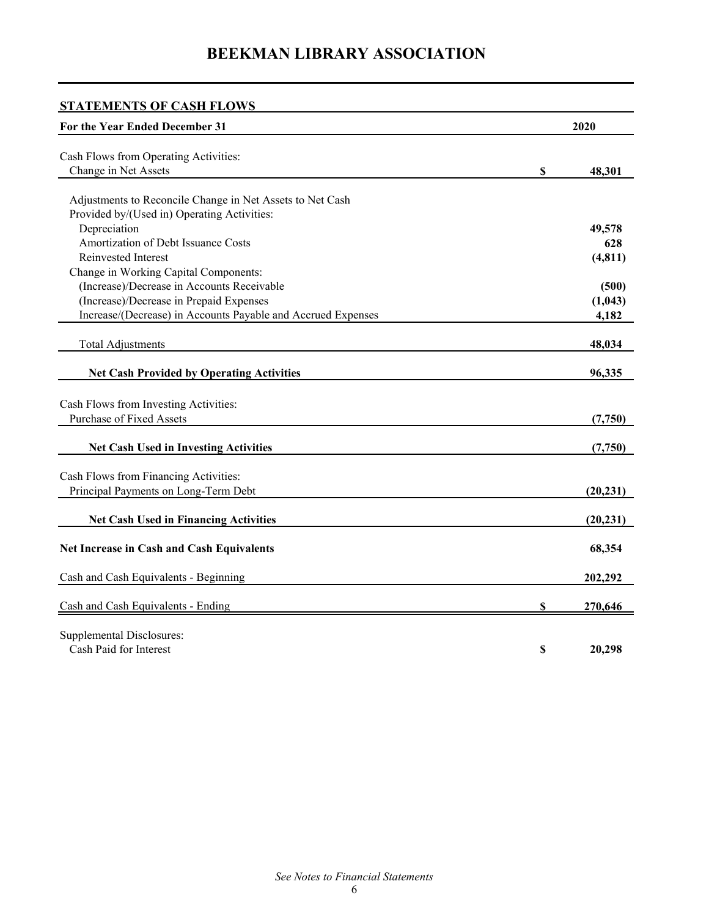# BEEKMAN LIBRARY ASSOCIATION

## STATEMENTS OF CASH FLOWS

| For the Year Ended December 31 | 2020 |
|---|---|
| Cash Flows from Operating Activities: | |
| Change in Net Assets | $ 48,301 |
| Adjustments to Reconcile Change in Net Assets to Net Cash Provided by/(Used in) Operating Activities: | |
| Depreciation | 49,578 |
| Amortization of Debt Issuance Costs | 628 |
| Reinvested Interest | (4,811) |
| Change in Working Capital Components: | |
| (Increase)/Decrease in Accounts Receivable | (500) |
| (Increase)/Decrease in Prepaid Expenses | (1,043) |
| Increase/(Decrease) in Accounts Payable and Accrued Expenses | 4,182 |
| Total Adjustments | 48,034 |
| **Net Cash Provided by Operating Activities** | **96,335** |
| Cash Flows from Investing Activities: | |
| Purchase of Fixed Assets | (7,750) |
| **Net Cash Used in Investing Activities** | **(7,750)** |
| Cash Flows from Financing Activities: | |
| Principal Payments on Long-Term Debt | (20,231) |
| **Net Cash Used in Financing Activities** | **(20,231)** |
| **Net Increase in Cash and Cash Equivalents** | **68,354** |
| Cash and Cash Equivalents - Beginning | 202,292 |
| Cash and Cash Equivalents - Ending | $ 270,646 |
| Supplemental Disclosures: | |
| Cash Paid for Interest | $ 20,298 |

*See Notes to Financial Statements*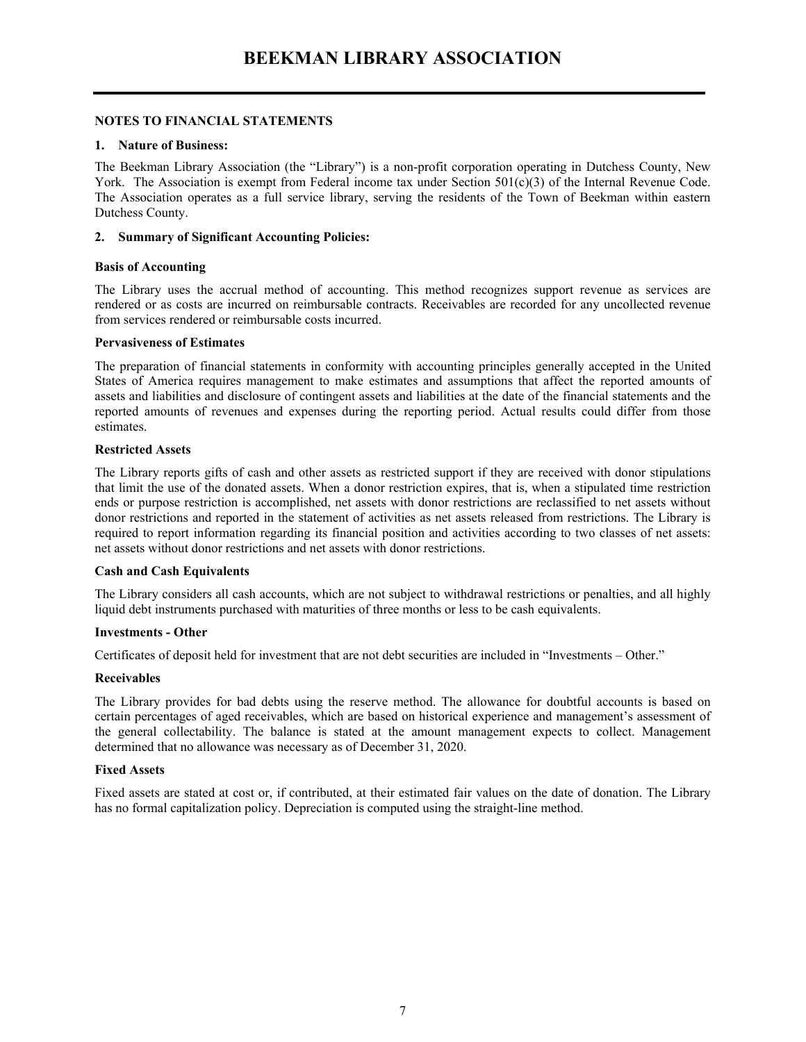# BEEKMAN LIBRARY ASSOCIATION

**NOTES TO FINANCIAL STATEMENTS**

**1. Nature of Business:**

The Beekman Library Association (the "Library") is a non-profit corporation operating in Dutchess County, New York. The Association is exempt from Federal income tax under Section 501(c)(3) of the Internal Revenue Code. The Association operates as a full service library, serving the residents of the Town of Beekman within eastern Dutchess County.

**2. Summary of Significant Accounting Policies:**

**Basis of Accounting**

The Library uses the accrual method of accounting. This method recognizes support revenue as services are rendered or as costs are incurred on reimbursable contracts. Receivables are recorded for any uncollected revenue from services rendered or reimbursable costs incurred.

**Pervasiveness of Estimates**

The preparation of financial statements in conformity with accounting principles generally accepted in the United States of America requires management to make estimates and assumptions that affect the reported amounts of assets and liabilities and disclosure of contingent assets and liabilities at the date of the financial statements and the reported amounts of revenues and expenses during the reporting period. Actual results could differ from those estimates.

**Restricted Assets**

The Library reports gifts of cash and other assets as restricted support if they are received with donor stipulations that limit the use of the donated assets. When a donor restriction expires, that is, when a stipulated time restriction ends or purpose restriction is accomplished, net assets with donor restrictions are reclassified to net assets without donor restrictions and reported in the statement of activities as net assets released from restrictions. The Library is required to report information regarding its financial position and activities according to two classes of net assets: net assets without donor restrictions and net assets with donor restrictions.

**Cash and Cash Equivalents**

The Library considers all cash accounts, which are not subject to withdrawal restrictions or penalties, and all highly liquid debt instruments purchased with maturities of three months or less to be cash equivalents.

**Investments - Other**

Certificates of deposit held for investment that are not debt securities are included in "Investments – Other."

**Receivables**

The Library provides for bad debts using the reserve method. The allowance for doubtful accounts is based on certain percentages of aged receivables, which are based on historical experience and management's assessment of the general collectability. The balance is stated at the amount management expects to collect. Management determined that no allowance was necessary as of December 31, 2020.

**Fixed Assets**

Fixed assets are stated at cost or, if contributed, at their estimated fair values on the date of donation. The Library has no formal capitalization policy. Depreciation is computed using the straight-line method.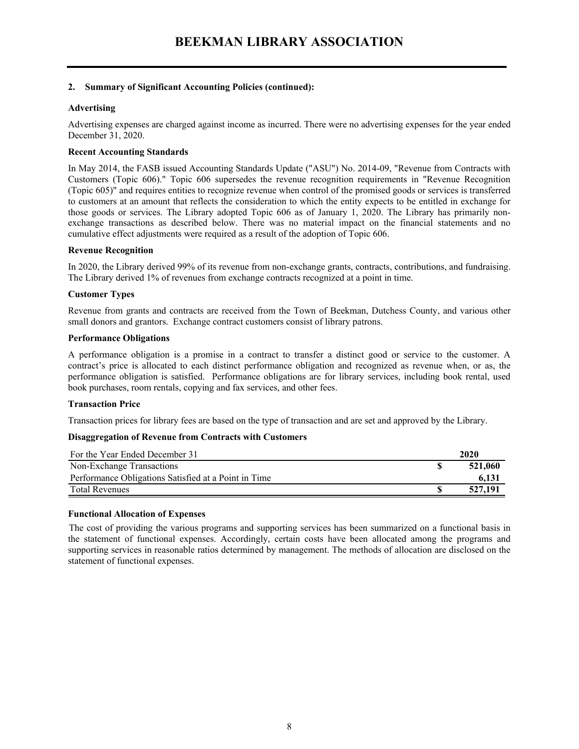# BEEKMAN LIBRARY ASSOCIATION

**2. Summary of Significant Accounting Policies (continued):**

**Advertising**

Advertising expenses are charged against income as incurred. There were no advertising expenses for the year ended December 31, 2020.

**Recent Accounting Standards**

In May 2014, the FASB issued Accounting Standards Update ("ASU") No. 2014-09, "Revenue from Contracts with Customers (Topic 606)." Topic 606 supersedes the revenue recognition requirements in "Revenue Recognition (Topic 605)" and requires entities to recognize revenue when control of the promised goods or services is transferred to customers at an amount that reflects the consideration to which the entity expects to be entitled in exchange for those goods or services. The Library adopted Topic 606 as of January 1, 2020. The Library has primarily non-exchange transactions as described below. There was no material impact on the financial statements and no cumulative effect adjustments were required as a result of the adoption of Topic 606.

**Revenue Recognition**

In 2020, the Library derived 99% of its revenue from non-exchange grants, contracts, contributions, and fundraising. The Library derived 1% of revenues from exchange contracts recognized at a point in time.

**Customer Types**

Revenue from grants and contracts are received from the Town of Beekman, Dutchess County, and various other small donors and grantors. Exchange contract customers consist of library patrons.

**Performance Obligations**

A performance obligation is a promise in a contract to transfer a distinct good or service to the customer. A contract's price is allocated to each distinct performance obligation and recognized as revenue when, or as, the performance obligation is satisfied. Performance obligations are for library services, including book rental, used book purchases, room rentals, copying and fax services, and other fees.

**Transaction Price**

Transaction prices for library fees are based on the type of transaction and are set and approved by the Library.

**Disaggregation of Revenue from Contracts with Customers**

| For the Year Ended December 31 | 2020 |
|---|---|
| Non-Exchange Transactions | $ 521,060 |
| Performance Obligations Satisfied at a Point in Time | 6,131 |
| Total Revenues | $ 527,191 |

**Functional Allocation of Expenses**

The cost of providing the various programs and supporting services has been summarized on a functional basis in the statement of functional expenses. Accordingly, certain costs have been allocated among the programs and supporting services in reasonable ratios determined by management. The methods of allocation are disclosed on the statement of functional expenses.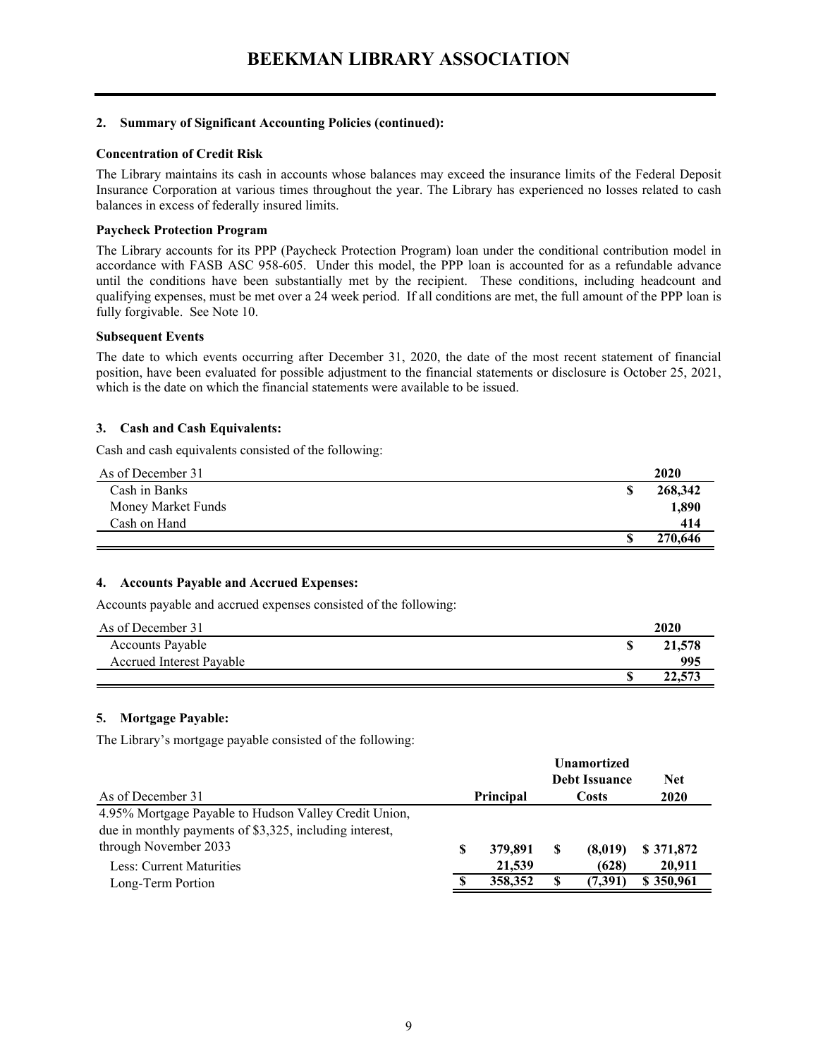# BEEKMAN LIBRARY ASSOCIATION

## 2. Summary of Significant Accounting Policies (continued):

### Concentration of Credit Risk

The Library maintains its cash in accounts whose balances may exceed the insurance limits of the Federal Deposit Insurance Corporation at various times throughout the year. The Library has experienced no losses related to cash balances in excess of federally insured limits.

### Paycheck Protection Program

The Library accounts for its PPP (Paycheck Protection Program) loan under the conditional contribution model in accordance with FASB ASC 958-605. Under this model, the PPP loan is accounted for as a refundable advance until the conditions have been substantially met by the recipient. These conditions, including headcount and qualifying expenses, must be met over a 24 week period. If all conditions are met, the full amount of the PPP loan is fully forgivable. See Note 10.

### Subsequent Events

The date to which events occurring after December 31, 2020, the date of the most recent statement of financial position, have been evaluated for possible adjustment to the financial statements or disclosure is October 25, 2021, which is the date on which the financial statements were available to be issued.

## 3. Cash and Cash Equivalents:

Cash and cash equivalents consisted of the following:

| As of December 31 | 2020 |
|---|---|
| Cash in Banks | $ 268,342 |
| Money Market Funds | 1,890 |
| Cash on Hand | 414 |
| | $ 270,646 |

## 4. Accounts Payable and Accrued Expenses:

Accounts payable and accrued expenses consisted of the following:

| As of December 31 | 2020 |
|---|---|
| Accounts Payable | $ 21,578 |
| Accrued Interest Payable | 995 |
| | $ 22,573 |

## 5. Mortgage Payable:

The Library's mortgage payable consisted of the following:

| As of December 31 | Principal | Unamortized Debt Issuance Costs | Net 2020 |
|---|---|---|---|
| 4.95% Mortgage Payable to Hudson Valley Credit Union, due in monthly payments of $3,325, including interest, through November 2033 | $ 379,891 | $ (8,019) | $ 371,872 |
| Less: Current Maturities | 21,539 | (628) | 20,911 |
| Long-Term Portion | $ 358,352 | $ (7,391) | $ 350,961 |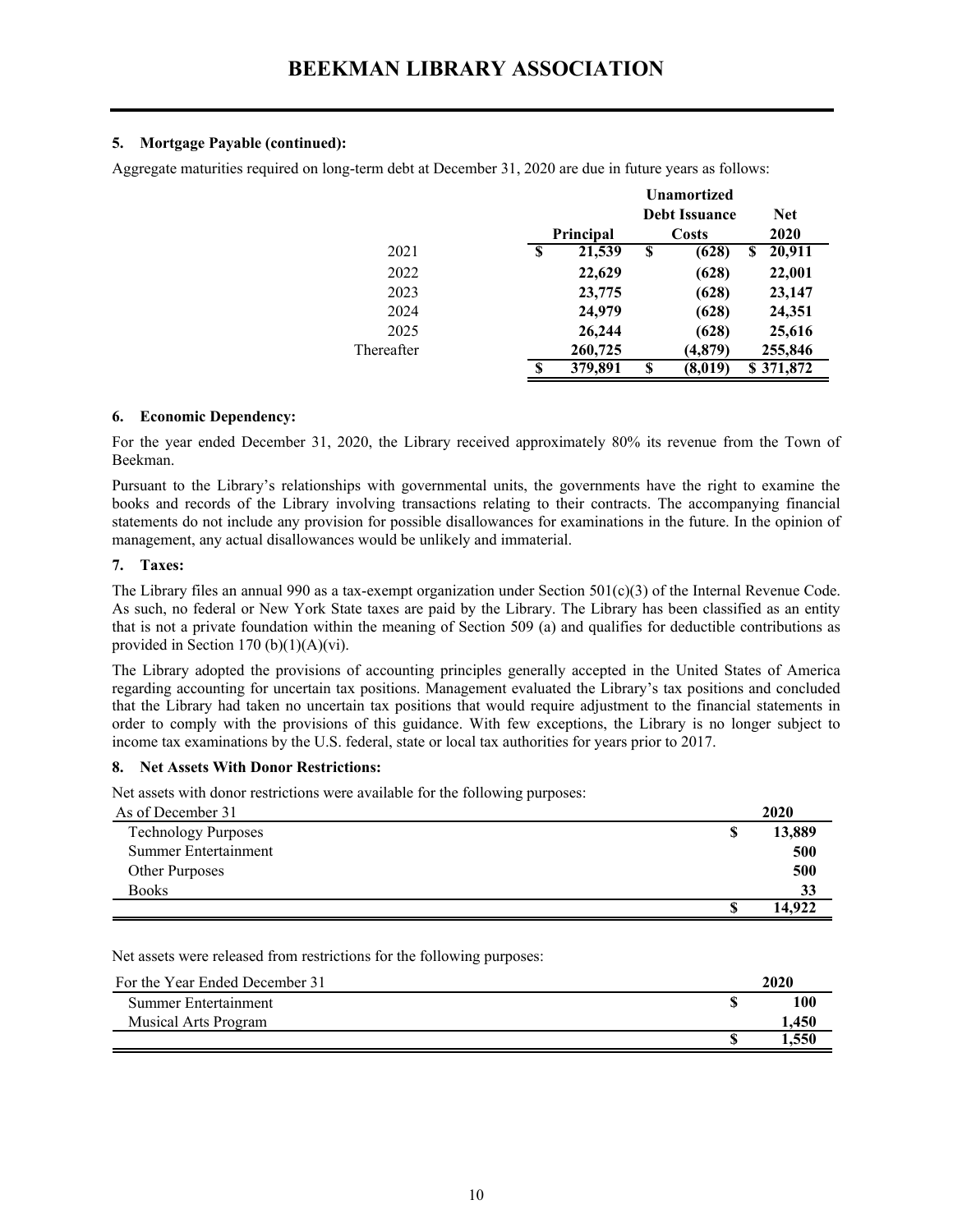### 5. Mortgage Payable (continued):

Aggregate maturities required on long-term debt at December 31, 2020 are due in future years as follows:

| | Principal | Unamortized Debt Issuance Costs | Net 2020 |
|---|---|---|---|
| 2021 | $ 21,539 | $ (628) | $ 20,911 |
| 2022 | 22,629 | (628) | 22,001 |
| 2023 | 23,775 | (628) | 23,147 |
| 2024 | 24,979 | (628) | 24,351 |
| 2025 | 26,244 | (628) | 25,616 |
| Thereafter | 260,725 | (4,879) | 255,846 |
| | $ 379,891 | $ (8,019) | $ 371,872 |

### 6. Economic Dependency:

For the year ended December 31, 2020, the Library received approximately 80% its revenue from the Town of Beekman.

Pursuant to the Library's relationships with governmental units, the governments have the right to examine the books and records of the Library involving transactions relating to their contracts. The accompanying financial statements do not include any provision for possible disallowances for examinations in the future. In the opinion of management, any actual disallowances would be unlikely and immaterial.

### 7. Taxes:

The Library files an annual 990 as a tax-exempt organization under Section 501(c)(3) of the Internal Revenue Code. As such, no federal or New York State taxes are paid by the Library. The Library has been classified as an entity that is not a private foundation within the meaning of Section 509 (a) and qualifies for deductible contributions as provided in Section 170 (b)(1)(A)(vi).

The Library adopted the provisions of accounting principles generally accepted in the United States of America regarding accounting for uncertain tax positions. Management evaluated the Library's tax positions and concluded that the Library had taken no uncertain tax positions that would require adjustment to the financial statements in order to comply with the provisions of this guidance. With few exceptions, the Library is no longer subject to income tax examinations by the U.S. federal, state or local tax authorities for years prior to 2017.

### 8. Net Assets With Donor Restrictions:

Net assets with donor restrictions were available for the following purposes:

| As of December 31 | 2020 |
|---|---|
| Technology Purposes | $ 13,889 |
| Summer Entertainment | 500 |
| Other Purposes | 500 |
| Books | 33 |
| | $ 14,922 |

Net assets were released from restrictions for the following purposes:

| For the Year Ended December 31 | 2020 |
|---|---|
| Summer Entertainment | $ 100 |
| Musical Arts Program | 1,450 |
| | $ 1,550 |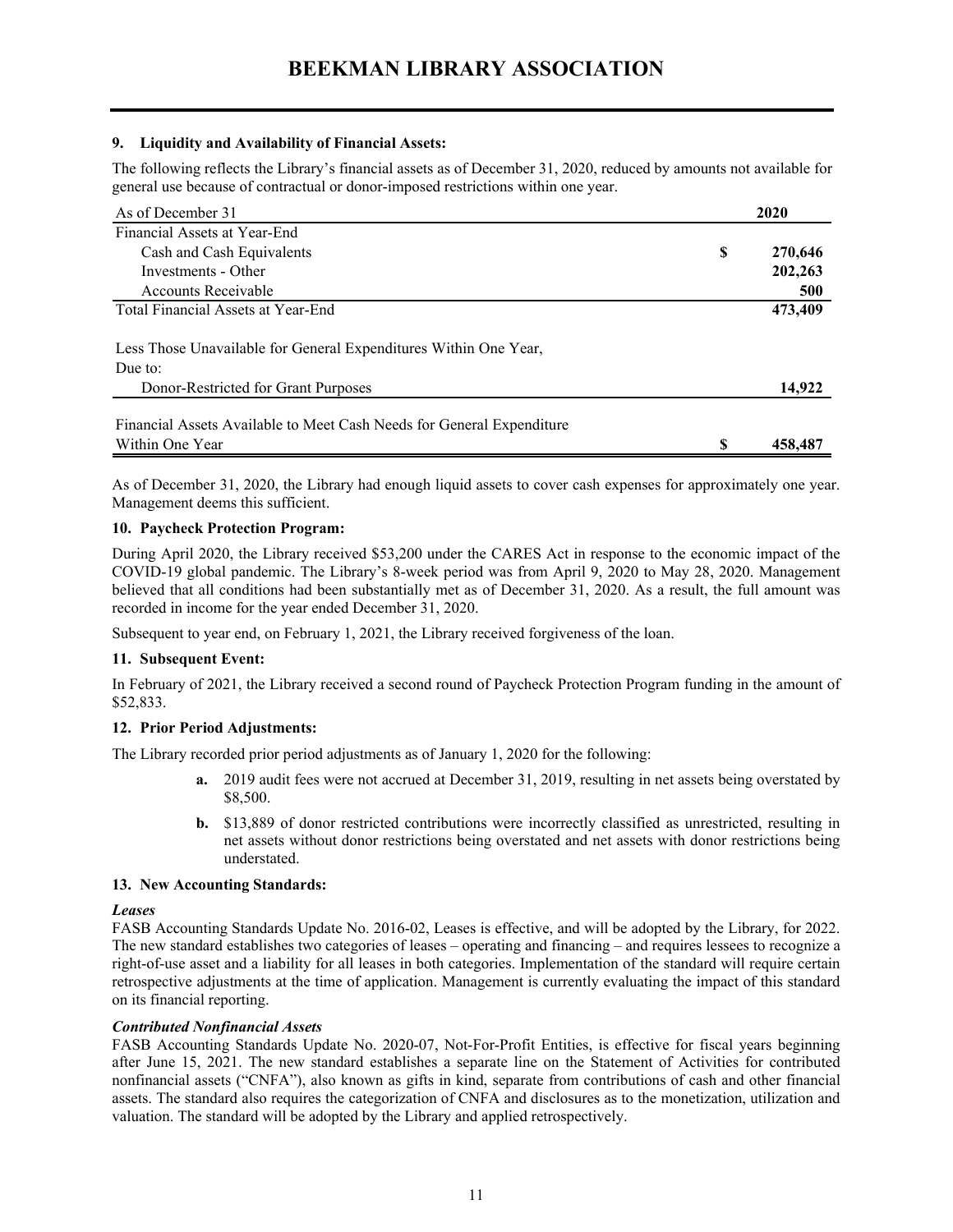### 9. Liquidity and Availability of Financial Assets:

The following reflects the Library's financial assets as of December 31, 2020, reduced by amounts not available for general use because of contractual or donor-imposed restrictions within one year.

| As of December 31 | | 2020 |
|---|---|---|
| Financial Assets at Year-End | | |
| Cash and Cash Equivalents | $ | 270,646 |
| Investments - Other | | 202,263 |
| Accounts Receivable | | 500 |
| Total Financial Assets at Year-End | | 473,409 |
| | | |
| Less Those Unavailable for General Expenditures Within One Year, Due to: | | |
| Donor-Restricted for Grant Purposes | | 14,922 |
| | | |
| Financial Assets Available to Meet Cash Needs for General Expenditure Within One Year | $ | 458,487 |

As of December 31, 2020, the Library had enough liquid assets to cover cash expenses for approximately one year. Management deems this sufficient.

### 10. Paycheck Protection Program:

During April 2020, the Library received $53,200 under the CARES Act in response to the economic impact of the COVID-19 global pandemic. The Library's 8-week period was from April 9, 2020 to May 28, 2020. Management believed that all conditions had been substantially met as of December 31, 2020. As a result, the full amount was recorded in income for the year ended December 31, 2020.

Subsequent to year end, on February 1, 2021, the Library received forgiveness of the loan.

### 11. Subsequent Event:

In February of 2021, the Library received a second round of Paycheck Protection Program funding in the amount of $52,833.

### 12. Prior Period Adjustments:

The Library recorded prior period adjustments as of January 1, 2020 for the following:

- **a.** 2019 audit fees were not accrued at December 31, 2019, resulting in net assets being overstated by $8,500.
- **b.** $13,889 of donor restricted contributions were incorrectly classified as unrestricted, resulting in net assets without donor restrictions being overstated and net assets with donor restrictions being understated.

### 13. New Accounting Standards:

***Leases***
FASB Accounting Standards Update No. 2016-02, Leases is effective, and will be adopted by the Library, for 2022. The new standard establishes two categories of leases – operating and financing – and requires lessees to recognize a right-of-use asset and a liability for all leases in both categories. Implementation of the standard will require certain retrospective adjustments at the time of application. Management is currently evaluating the impact of this standard on its financial reporting.

***Contributed Nonfinancial Assets***
FASB Accounting Standards Update No. 2020-07, Not-For-Profit Entities, is effective for fiscal years beginning after June 15, 2021. The new standard establishes a separate line on the Statement of Activities for contributed nonfinancial assets ("CNFA"), also known as gifts in kind, separate from contributions of cash and other financial assets. The standard also requires the categorization of CNFA and disclosures as to the monetization, utilization and valuation. The standard will be adopted by the Library and applied retrospectively.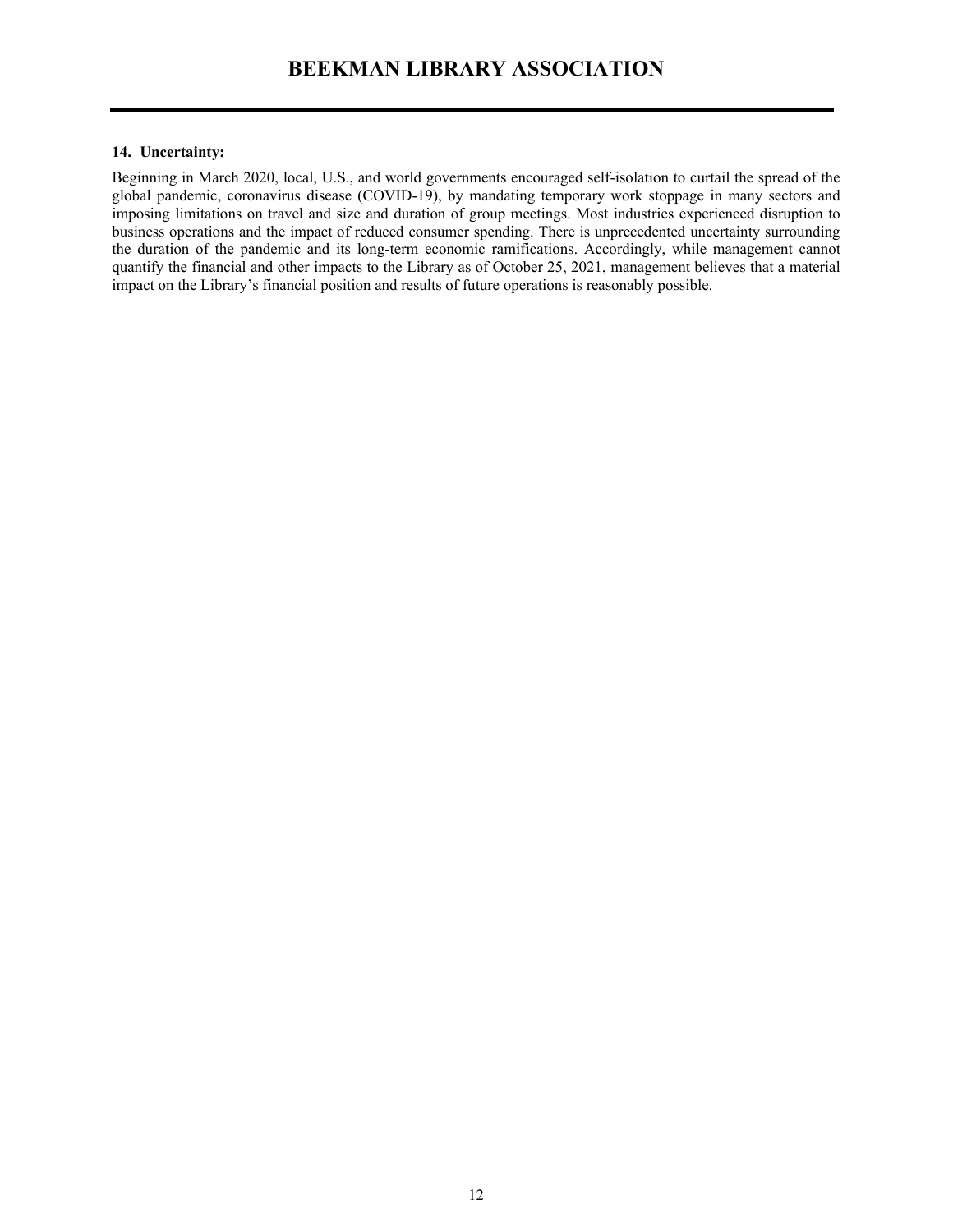**14. Uncertainty:**

Beginning in March 2020, local, U.S., and world governments encouraged self-isolation to curtail the spread of the global pandemic, coronavirus disease (COVID-19), by mandating temporary work stoppage in many sectors and imposing limitations on travel and size and duration of group meetings. Most industries experienced disruption to business operations and the impact of reduced consumer spending. There is unprecedented uncertainty surrounding the duration of the pandemic and its long-term economic ramifications. Accordingly, while management cannot quantify the financial and other impacts to the Library as of October 25, 2021, management believes that a material impact on the Library's financial position and results of future operations is reasonably possible.